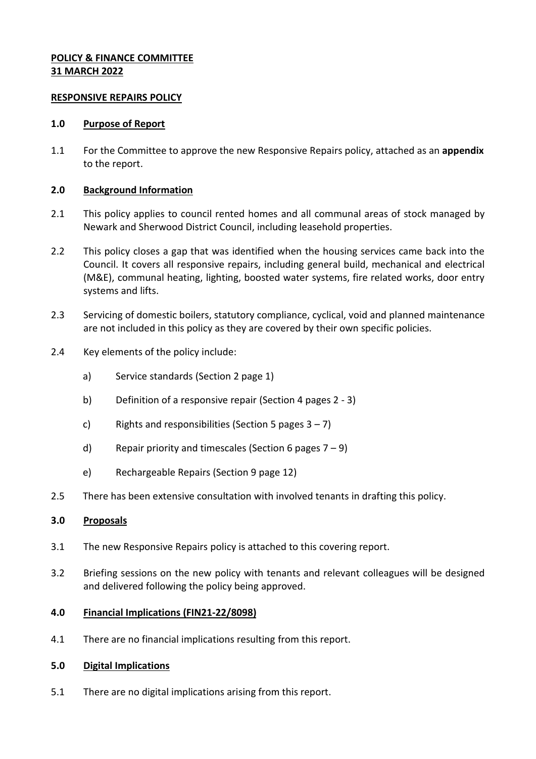**POLICY & FINANCE COMMITTEE**
**31 MARCH 2022**

**RESPONSIVE REPAIRS POLICY**

## 1.0 Purpose of Report

1.1 For the Committee to approve the new Responsive Repairs policy, attached as an **appendix** to the report.

## 2.0 Background Information

2.1 This policy applies to council rented homes and all communal areas of stock managed by Newark and Sherwood District Council, including leasehold properties.

2.2 This policy closes a gap that was identified when the housing services came back into the Council. It covers all responsive repairs, including general build, mechanical and electrical (M&E), communal heating, lighting, boosted water systems, fire related works, door entry systems and lifts.

2.3 Servicing of domestic boilers, statutory compliance, cyclical, void and planned maintenance are not included in this policy as they are covered by their own specific policies.

2.4 Key elements of the policy include:

a) Service standards (Section 2 page 1)

b) Definition of a responsive repair (Section 4 pages 2 - 3)

c) Rights and responsibilities (Section 5 pages 3 – 7)

d) Repair priority and timescales (Section 6 pages 7 – 9)

e) Rechargeable Repairs (Section 9 page 12)

2.5 There has been extensive consultation with involved tenants in drafting this policy.

## 3.0 Proposals

3.1 The new Responsive Repairs policy is attached to this covering report.

3.2 Briefing sessions on the new policy with tenants and relevant colleagues will be designed and delivered following the policy being approved.

## 4.0 Financial Implications (FIN21-22/8098)

4.1 There are no financial implications resulting from this report.

## 5.0 Digital Implications

5.1 There are no digital implications arising from this report.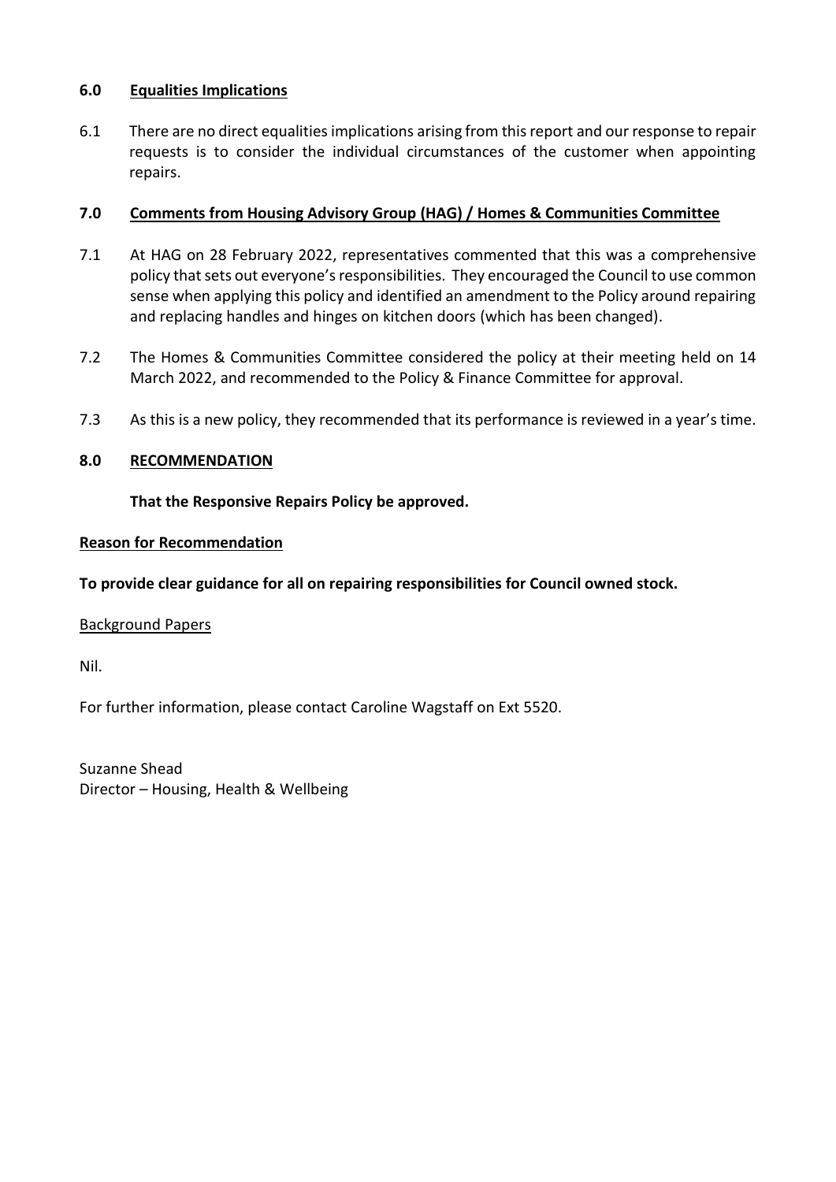## 6.0 Equalities Implications

6.1 There are no direct equalities implications arising from this report and our response to repair requests is to consider the individual circumstances of the customer when appointing repairs.

## 7.0 Comments from Housing Advisory Group (HAG) / Homes & Communities Committee

7.1 At HAG on 28 February 2022, representatives commented that this was a comprehensive policy that sets out everyone's responsibilities. They encouraged the Council to use common sense when applying this policy and identified an amendment to the Policy around repairing and replacing handles and hinges on kitchen doors (which has been changed).

7.2 The Homes & Communities Committee considered the policy at their meeting held on 14 March 2022, and recommended to the Policy & Finance Committee for approval.

7.3 As this is a new policy, they recommended that its performance is reviewed in a year's time.

## 8.0 RECOMMENDATION

**That the Responsive Repairs Policy be approved.**

**Reason for Recommendation**

**To provide clear guidance for all on repairing responsibilities for Council owned stock.**

Background Papers

Nil.

For further information, please contact Caroline Wagstaff on Ext 5520.

Suzanne Shead
Director – Housing, Health & Wellbeing